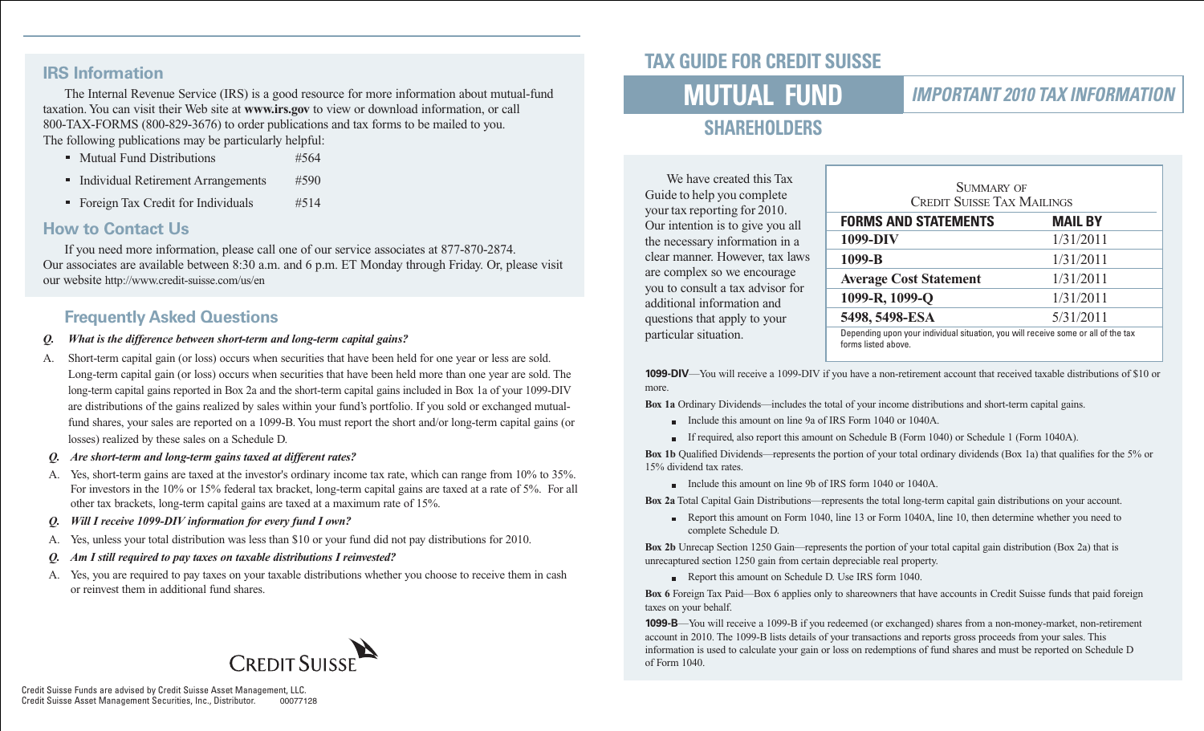# TAX GUIDE FOR CREDIT SUISSE

# MUTUAL FUND SHAREHOLDERS

## IMPORTANT 2010 TAX INFORMATION

We have created this Tax Guide to help you complete your tax reporting for 2010. Our intention is to give you all the necessary information in a clear manner. However, tax laws are complex so we encourage you to consult a tax advisor for additional information and questions that apply to your particular situation.

Summary of Credit Suisse Tax Mailings

| FORMS AND STATEMENTS | MAIL BY |
|---|---|
| 1099-DIV | 1/31/2011 |
| 1099-B | 1/31/2011 |
| Average Cost Statement | 1/31/2011 |
| 1099-R, 1099-Q | 1/31/2011 |
| 5498, 5498-ESA | 5/31/2011 |

Depending upon your individual situation, you will receive some or all of the tax forms listed above.

**1099-DIV**—You will receive a 1099-DIV if you have a non-retirement account that received taxable distributions of $10 or more.

**Box 1a** Ordinary Dividends—includes the total of your income distributions and short-term capital gains.

- Include this amount on line 9a of IRS Form 1040 or 1040A.
- If required, also report this amount on Schedule B (Form 1040) or Schedule 1 (Form 1040A).

**Box 1b** Qualified Dividends—represents the portion of your total ordinary dividends (Box 1a) that qualifies for the 5% or 15% dividend tax rates.

- Include this amount on line 9b of IRS form 1040 or 1040A.

**Box 2a** Total Capital Gain Distributions—represents the total long-term capital gain distributions on your account.

- Report this amount on Form 1040, line 13 or Form 1040A, line 10, then determine whether you need to complete Schedule D.

**Box 2b** Unrecap Section 1250 Gain—represents the portion of your total capital gain distribution (Box 2a) that is unrecaptured section 1250 gain from certain depreciable real property.

- Report this amount on Schedule D. Use IRS form 1040.

**Box 6** Foreign Tax Paid—Box 6 applies only to shareowners that have accounts in Credit Suisse funds that paid foreign taxes on your behalf.

**1099-B**—You will receive a 1099-B if you redeemed (or exchanged) shares from a non-money-market, non-retirement account in 2010. The 1099-B lists details of your transactions and reports gross proceeds from your sales. This information is used to calculate your gain or loss on redemptions of fund shares and must be reported on Schedule D of Form 1040.

## IRS Information

The Internal Revenue Service (IRS) is a good resource for more information about mutual-fund taxation. You can visit their Web site at **www.irs.gov** to view or download information, or call 800-TAX-FORMS (800-829-3676) to order publications and tax forms to be mailed to you. The following publications may be particularly helpful:

- Mutual Fund Distributions #564
- Individual Retirement Arrangements #590
- Foreign Tax Credit for Individuals #514

## How to Contact Us

If you need more information, please call one of our service associates at 877-870-2874. Our associates are available between 8:30 a.m. and 6 p.m. ET Monday through Friday. Or, please visit our website http://www.credit-suisse.com/us/en

## Frequently Asked Questions

***Q. What is the difference between short-term and long-term capital gains?***

A. Short-term capital gain (or loss) occurs when securities that have been held for one year or less are sold. Long-term capital gain (or loss) occurs when securities that have been held more than one year are sold. The long-term capital gains reported in Box 2a and the short-term capital gains included in Box 1a of your 1099-DIV are distributions of the gains realized by sales within your fund's portfolio. If you sold or exchanged mutual-fund shares, your sales are reported on a 1099-B. You must report the short and/or long-term capital gains (or losses) realized by these sales on a Schedule D.

***Q. Are short-term and long-term gains taxed at different rates?***

A. Yes, short-term gains are taxed at the investor's ordinary income tax rate, which can range from 10% to 35%. For investors in the 10% or 15% federal tax bracket, long-term capital gains are taxed at a rate of 5%. For all other tax brackets, long-term capital gains are taxed at a maximum rate of 15%.

***Q. Will I receive 1099-DIV information for every fund I own?***

A. Yes, unless your total distribution was less than $10 or your fund did not pay distributions for 2010.

***Q. Am I still required to pay taxes on taxable distributions I reinvested?***

A. Yes, you are required to pay taxes on your taxable distributions whether you choose to receive them in cash or reinvest them in additional fund shares.

CREDIT SUISSE

Credit Suisse Funds are advised by Credit Suisse Asset Management, LLC.
Credit Suisse Asset Management Securities, Inc., Distributor. 00077128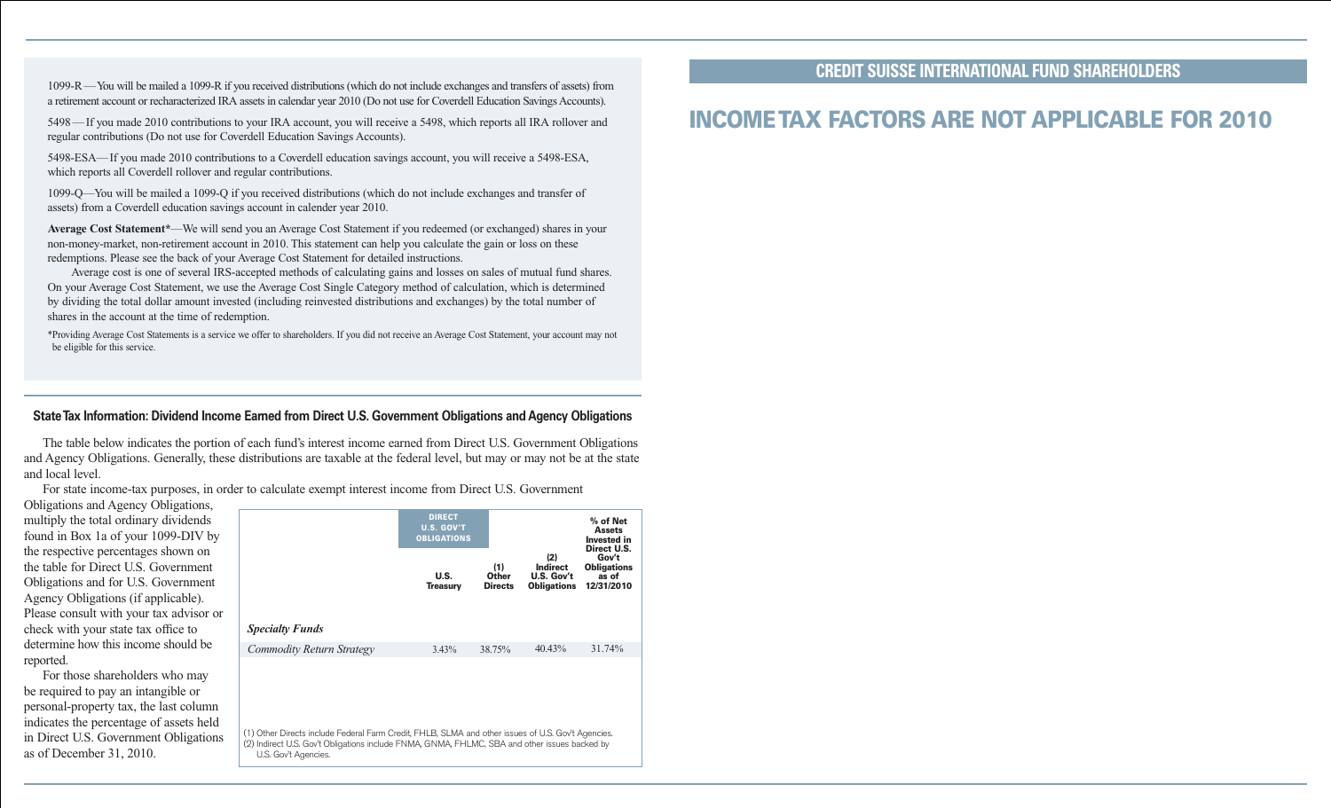1099-R — You will be mailed a 1099-R if you received distributions (which do not include exchanges and transfers of assets) from a retirement account or recharacterized IRA assets in calendar year 2010 (Do not use for Coverdell Education Savings Accounts).

5498 — If you made 2010 contributions to your IRA account, you will receive a 5498, which reports all IRA rollover and regular contributions (Do not use for Coverdell Education Savings Accounts).

5498-ESA— If you made 2010 contributions to a Coverdell education savings account, you will receive a 5498-ESA, which reports all Coverdell rollover and regular contributions.

1099-Q—You will be mailed a 1099-Q if you received distributions (which do not include exchanges and transfer of assets) from a Coverdell education savings account in calender year 2010.

**Average Cost Statement***—We will send you an Average Cost Statement if you redeemed (or exchanged) shares in your non-money-market, non-retirement account in 2010. This statement can help you calculate the gain or loss on these redemptions. Please see the back of your Average Cost Statement for detailed instructions.

Average cost is one of several IRS-accepted methods of calculating gains and losses on sales of mutual fund shares. On your Average Cost Statement, we use the Average Cost Single Category method of calculation, which is determined by dividing the total dollar amount invested (including reinvested distributions and exchanges) by the total number of shares in the account at the time of redemption.

*Providing Average Cost Statements is a service we offer to shareholders. If you did not receive an Average Cost Statement, your account may not be eligible for this service.

### State Tax Information: Dividend Income Earned from Direct U.S. Government Obligations and Agency Obligations

The table below indicates the portion of each fund's interest income earned from Direct U.S. Government Obligations and Agency Obligations. Generally, these distributions are taxable at the federal level, but may or may not be at the state and local level.

For state income-tax purposes, in order to calculate exempt interest income from Direct U.S. Government Obligations and Agency Obligations, multiply the total ordinary dividends found in Box 1a of your 1099-DIV by the respective percentages shown on the table for Direct U.S. Government Obligations and for U.S. Government Agency Obligations (if applicable). Please consult with your tax advisor or check with your state tax office to determine how this income should be reported.

For those shareholders who may be required to pay an intangible or personal-property tax, the last column indicates the percentage of assets held in Direct U.S. Government Obligations as of December 31, 2010.

| | DIRECT U.S. GOV'T OBLIGATIONS | | | |
|---|---|---|---|---|
| | U.S. Treasury | (1) Other Directs | (2) Indirect U.S. Gov't Obligations | % of Net Assets Invested in Direct U.S. Gov't Obligations as of 12/31/2010 |
| ***Specialty Funds*** | | | | |
| *Commodity Return Strategy* | 3.43% | 38.75% | 40.43% | 31.74% |

(1) Other Directs include Federal Farm Credit, FHLB, SLMA and other issues of U.S. Gov't Agencies.
(2) Indirect U.S. Gov't Obligations include FNMA, GNMA, FHLMC, SBA and other issues backed by U.S. Gov't Agencies.

## CREDIT SUISSE INTERNATIONAL FUND SHAREHOLDERS

# INCOME TAX FACTORS ARE NOT APPLICABLE FOR 2010